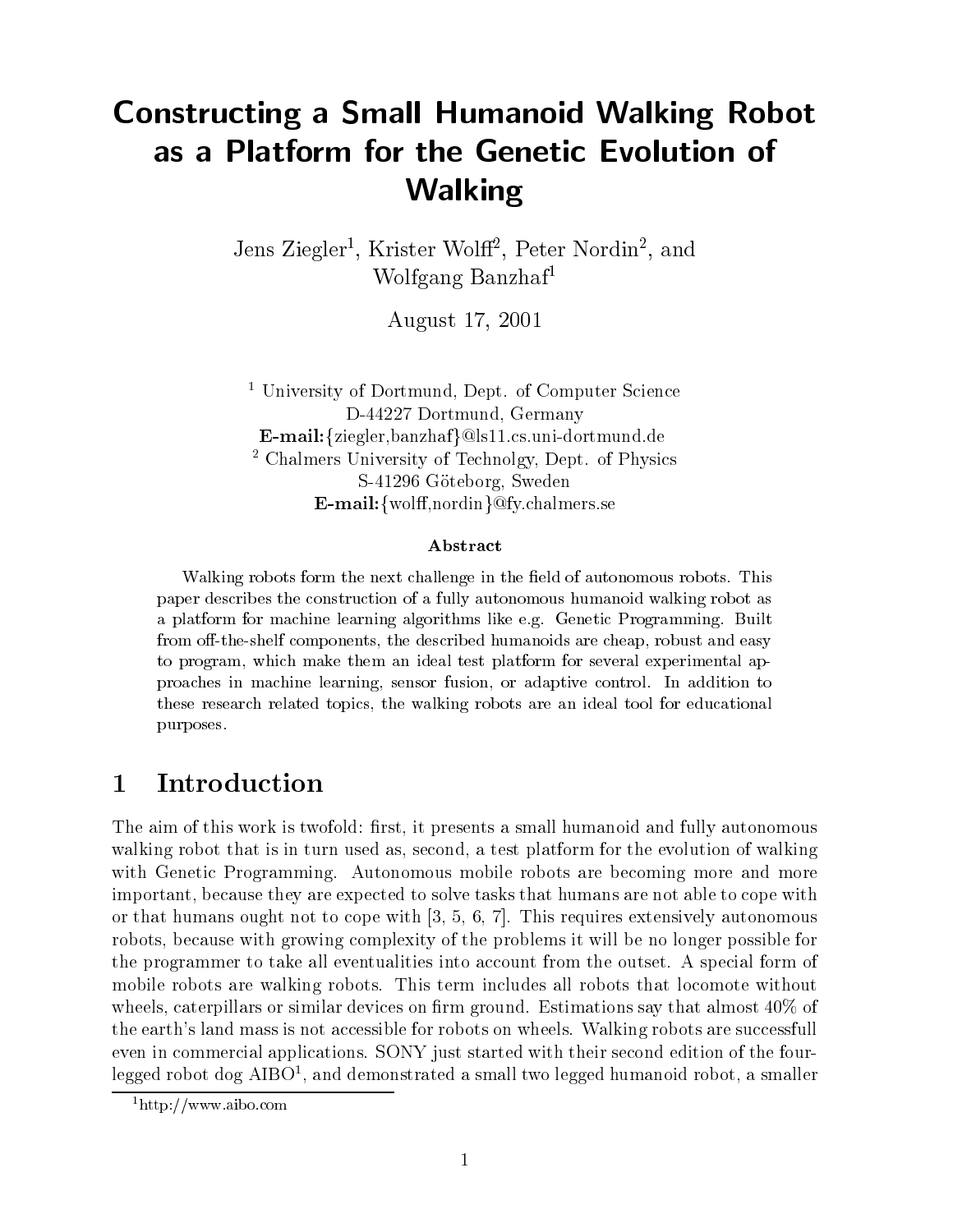# Constructing a Small Humanoid Walking Robot as a Platform for the Genetic Evolution of Walking

Jens Ziegler[1], Krister Wolff[2], Peter Nordin[2], and Wolfgang Banzhaf[1]

August 17, 2001

[1] University of Dortmund, Dept. of Computer Science
D-44227 Dortmund, Germany
**E-mail:**{ziegler,banzhaf}@ls11.cs.uni-dortmund.de
[2] Chalmers University of Technolgy, Dept. of Physics
S-41296 Göteborg, Sweden
**E-mail:**{wolff,nordin}@fy.chalmers.se

**Abstract**

Walking robots form the next challenge in the field of autonomous robots. This paper describes the construction of a fully autonomous humanoid walking robot as a platform for machine learning algorithms like e.g. Genetic Programming. Built from off-the-shelf components, the described humanoids are cheap, robust and easy to program, which make them an ideal test platform for several experimental approaches in machine learning, sensor fusion, or adaptive control. In addition to these research related topics, the walking robots are an ideal tool for educational purposes.

## 1 Introduction

The aim of this work is twofold: first, it presents a small humanoid and fully autonomous walking robot that is in turn used as, second, a test platform for the evolution of walking with Genetic Programming. Autonomous mobile robots are becoming more and more important, because they are expected to solve tasks that humans are not able to cope with or that humans ought not to cope with [3, 5, 6, 7]. This requires extensively autonomous robots, because with growing complexity of the problems it will be no longer possible for the programmer to take all eventualities into account from the outset. A special form of mobile robots are walking robots. This term includes all robots that locomote without wheels, caterpillars or similar devices on firm ground. Estimations say that almost 40% of the earth's land mass is not accessible for robots on wheels. Walking robots are successfull even in commercial applications. SONY just started with their second edition of the four-legged robot dog AIBO[1], and demonstrated a small two legged humanoid robot, a smaller

[1] http://www.aibo.com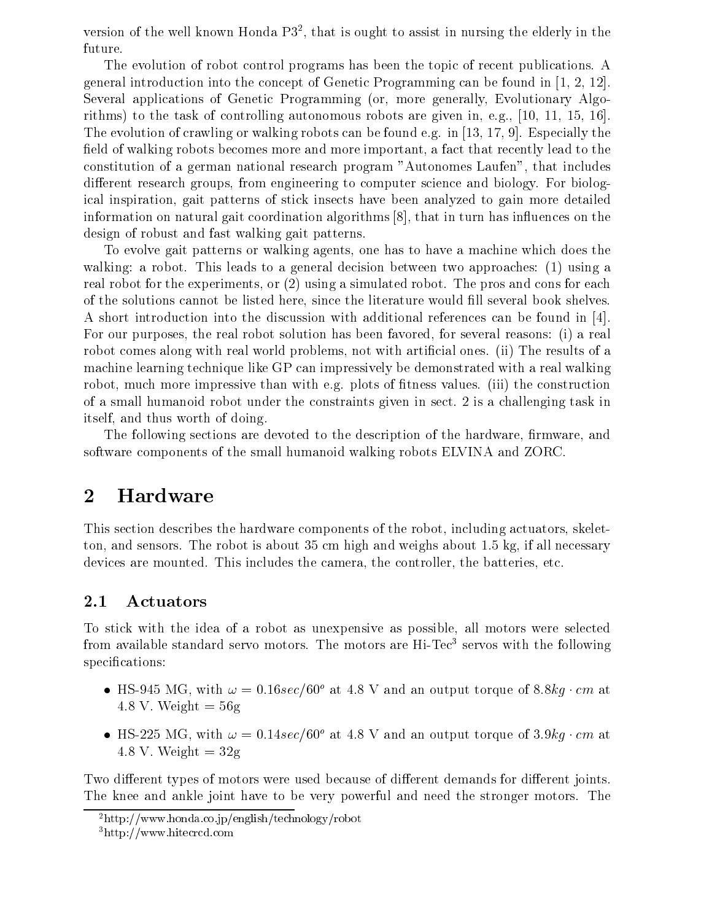version of the well known Honda P3[2], that is ought to assist in nursing the elderly in the future.

The evolution of robot control programs has been the topic of recent publications. A general introduction into the concept of Genetic Programming can be found in [1, 2, 12]. Several applications of Genetic Programming (or, more generally, Evolutionary Algorithms) to the task of controlling autonomous robots are given in, e.g., [10, 11, 15, 16]. The evolution of crawling or walking robots can be found e.g. in [13, 17, 9]. Especially the field of walking robots becomes more and more important, a fact that recently lead to the constitution of a german national research program "Autonomes Laufen", that includes different research groups, from engineering to computer science and biology. For biological inspiration, gait patterns of stick insects have been analyzed to gain more detailed information on natural gait coordination algorithms [8], that in turn has influences on the design of robust and fast walking gait patterns.

To evolve gait patterns or walking agents, one has to have a machine which does the walking: a robot. This leads to a general decision between two approaches: (1) using a real robot for the experiments, or (2) using a simulated robot. The pros and cons for each of the solutions cannot be listed here, since the literature would fill several book shelves. A short introduction into the discussion with additional references can be found in [4]. For our purposes, the real robot solution has been favored, for several reasons: (i) a real robot comes along with real world problems, not with artificial ones. (ii) The results of a machine learning technique like GP can impressively be demonstrated with a real walking robot, much more impressive than with e.g. plots of fitness values. (iii) the construction of a small humanoid robot under the constraints given in sect. 2 is a challenging task in itself, and thus worth of doing.

The following sections are devoted to the description of the hardware, firmware, and software components of the small humanoid walking robots ELVINA and ZORC.

## 2 Hardware

This section describes the hardware components of the robot, including actuators, skeletton, and sensors. The robot is about 35 cm high and weighs about 1.5 kg, if all necessary devices are mounted. This includes the camera, the controller, the batteries, etc.

### 2.1 Actuators

To stick with the idea of a robot as unexpensive as possible, all motors were selected from available standard servo motors. The motors are Hi-Tec[3] servos with the following specifications:

- HS-945 MG, with $\omega = 0.16 sec/60^o$ at 4.8 V and an output torque of $8.8 kg \cdot cm$ at 4.8 V. Weight = 56g
- HS-225 MG, with $\omega = 0.14 sec/60^o$ at 4.8 V and an output torque of $3.9 kg \cdot cm$ at 4.8 V. Weight = 32g

Two different types of motors were used because of different demands for different joints. The knee and ankle joint have to be very powerful and need the stronger motors. The

[2] http://www.honda.co.jp/english/technology/robot

[3] http://www.hitecrcd.com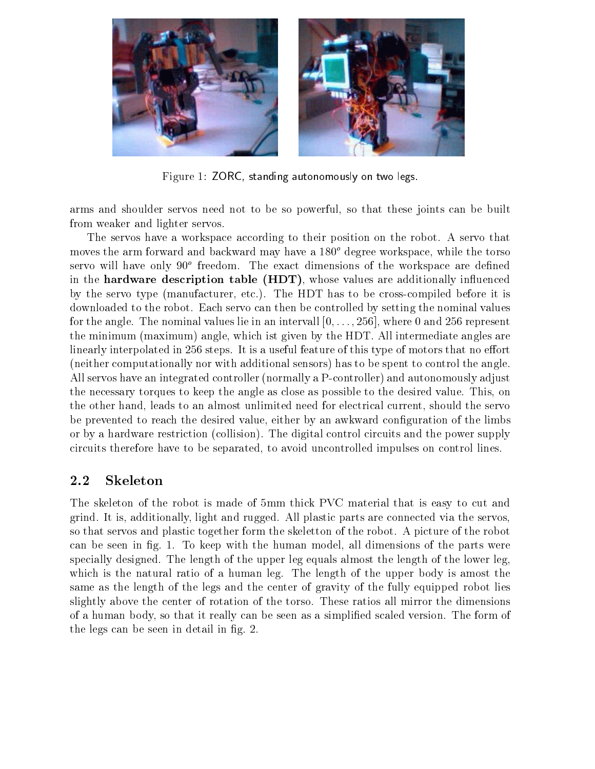Figure 1: ZORC, standing autonomously on two legs.

arms and shoulder servos need not to be so powerful, so that these joints can be built from weaker and lighter servos.

The servos have a workspace according to their position on the robot. A servo that moves the arm forward and backward may have a $180^o$ degree workspace, while the torso servo will have only $90^o$ freedom. The exact dimensions of the workspace are defined in the **hardware description table (HDT)**, whose values are additionally influenced by the servo type (manufacturer, etc.). The HDT has to be cross-compiled before it is downloaded to the robot. Each servo can then be controlled by setting the nominal values for the angle. The nominal values lie in an intervall $[0, \ldots, 256]$, where 0 and 256 represent the minimum (maximum) angle, which ist given by the HDT. All intermediate angles are linearly interpolated in 256 steps. It is a useful feature of this type of motors that no effort (neither computationally nor with additional sensors) has to be spent to control the angle. All servos have an integrated controller (normally a P-controller) and autonomously adjust the necessary torques to keep the angle as close as possible to the desired value. This, on the other hand, leads to an almost unlimited need for electrical current, should the servo be prevented to reach the desired value, either by an awkward configuration of the limbs or by a hardware restriction (collision). The digital control circuits and the power supply circuits therefore have to be separated, to avoid uncontrolled impulses on control lines.

## 2.2 Skeleton

The skeleton of the robot is made of 5mm thick PVC material that is easy to cut and grind. It is, additionally, light and rugged. All plastic parts are connected via the servos, so that servos and plastic together form the skeletton of the robot. A picture of the robot can be seen in fig. 1. To keep with the human model, all dimensions of the parts were specially designed. The length of the upper leg equals almost the length of the lower leg, which is the natural ratio of a human leg. The length of the upper body is amost the same as the length of the legs and the center of gravity of the fully equipped robot lies slightly above the center of rotation of the torso. These ratios all mirror the dimensions of a human body, so that it really can be seen as a simplified scaled version. The form of the legs can be seen in detail in fig. 2.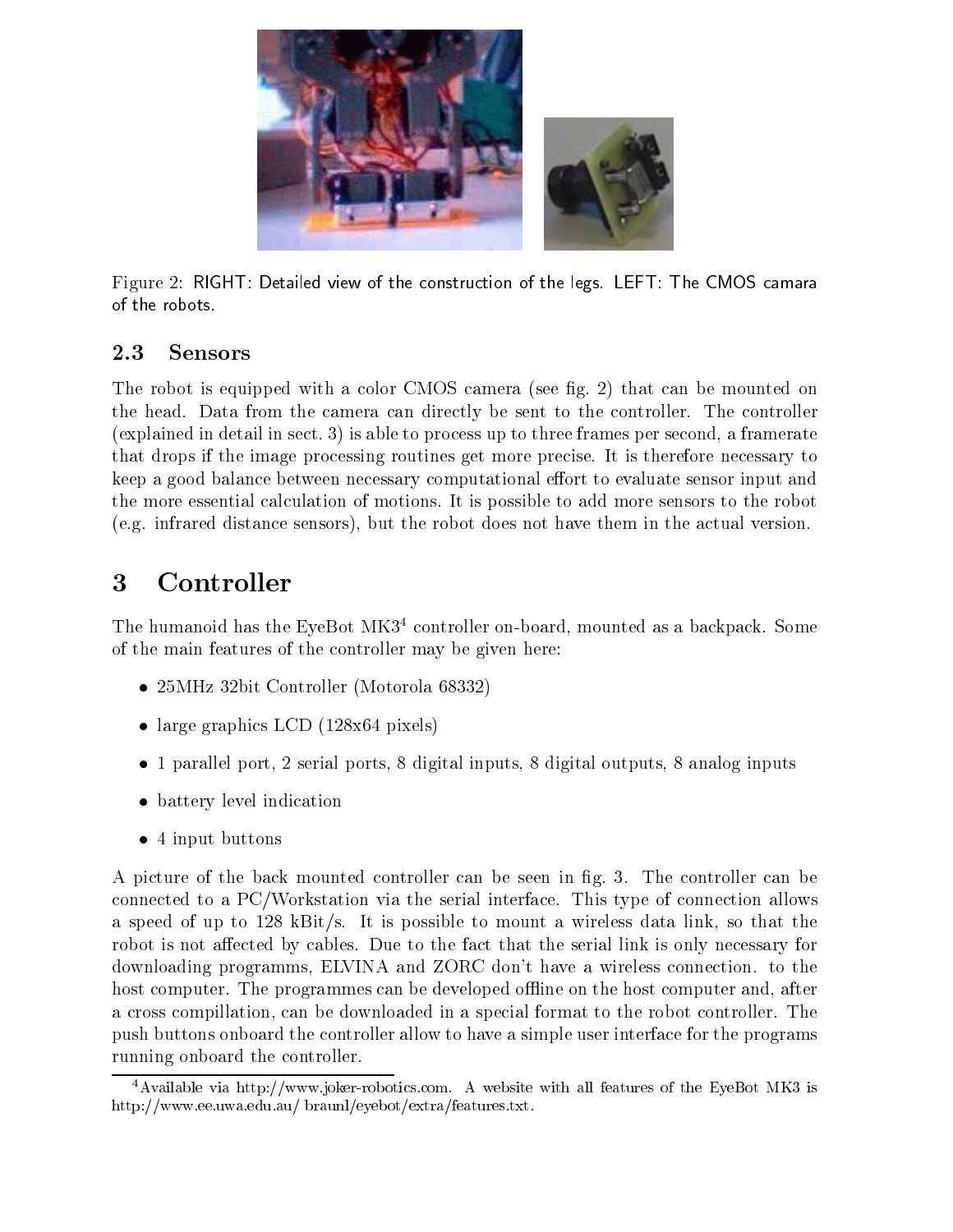Figure 2: RIGHT: Detailed view of the construction of the legs. LEFT: The CMOS camara of the robots.

### 2.3 Sensors

The robot is equipped with a color CMOS camera (see fig. 2) that can be mounted on the head. Data from the camera can directly be sent to the controller. The controller (explained in detail in sect. 3) is able to process up to three frames per second, a framerate that drops if the image processing routines get more precise. It is therefore necessary to keep a good balance between necessary computational effort to evaluate sensor input and the more essential calculation of motions. It is possible to add more sensors to the robot (e.g. infrared distance sensors), but the robot does not have them in the actual version.

## 3 Controller

The humanoid has the EyeBot MK3[4] controller on-board, mounted as a backpack. Some of the main features of the controller may be given here:

- 25MHz 32bit Controller (Motorola 68332)
- large graphics LCD (128x64 pixels)
- 1 parallel port, 2 serial ports, 8 digital inputs, 8 digital outputs, 8 analog inputs
- battery level indication
- 4 input buttons

A picture of the back mounted controller can be seen in fig. 3. The controller can be connected to a PC/Workstation via the serial interface. This type of connection allows a speed of up to 128 kBit/s. It is possible to mount a wireless data link, so that the robot is not affected by cables. Due to the fact that the serial link is only necessary for downloading programms, ELVINA and ZORC don't have a wireless connection. to the host computer. The programmes can be developed offline on the host computer and, after a cross compillation, can be downloaded in a special format to the robot controller. The push buttons onboard the controller allow to have a simple user interface for the programs running onboard the controller.

[4] Available via http://www.joker-robotics.com. A website with all features of the EyeBot MK3 is http://www.ee.uwa.edu.au/ braunl/eyebot/extra/features.txt.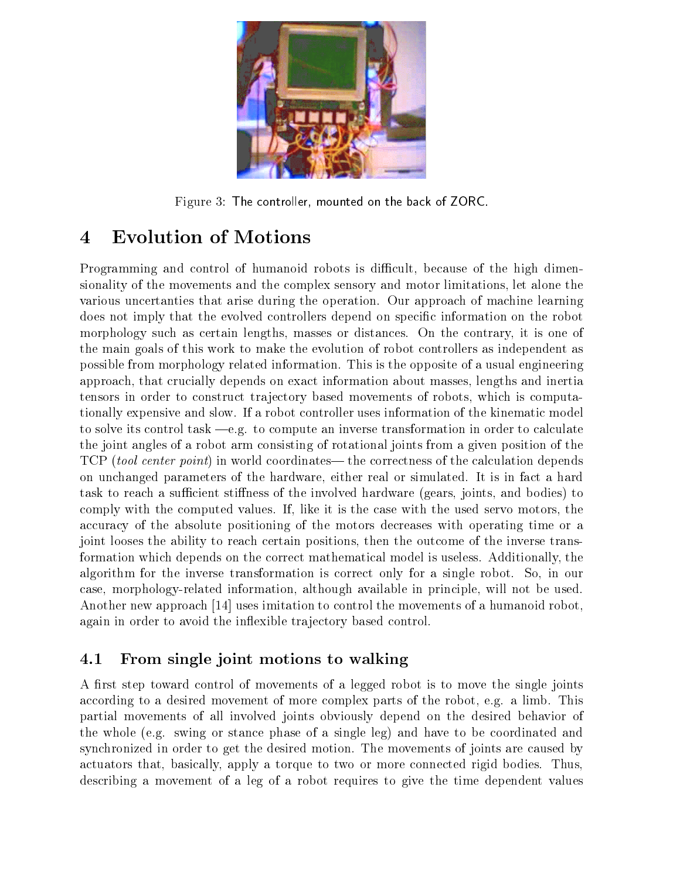Figure 3: The controller, mounted on the back of ZORC.

# 4 Evolution of Motions

Programming and control of humanoid robots is difficult, because of the high dimensionality of the movements and the complex sensory and motor limitations, let alone the various uncertanties that arise during the operation. Our approach of machine learning does not imply that the evolved controllers depend on specific information on the robot morphology such as certain lengths, masses or distances. On the contrary, it is one of the main goals of this work to make the evolution of robot controllers as independent as possible from morphology related information. This is the opposite of a usual engineering approach, that crucially depends on exact information about masses, lengths and inertia tensors in order to construct trajectory based movements of robots, which is computationally expensive and slow. If a robot controller uses information of the kinematic model to solve its control task —e.g. to compute an inverse transformation in order to calculate the joint angles of a robot arm consisting of rotational joints from a given position of the TCP (*tool center point*) in world coordinates— the correctness of the calculation depends on unchanged parameters of the hardware, either real or simulated. It is in fact a hard task to reach a sufficient stiffness of the involved hardware (gears, joints, and bodies) to comply with the computed values. If, like it is the case with the used servo motors, the accuracy of the absolute positioning of the motors decreases with operating time or a joint looses the ability to reach certain positions, then the outcome of the inverse transformation which depends on the correct mathematical model is useless. Additionally, the algorithm for the inverse transformation is correct only for a single robot. So, in our case, morphology-related information, although available in principle, will not be used. Another new approach [14] uses imitation to control the movements of a humanoid robot, again in order to avoid the inflexible trajectory based control.

## 4.1 From single joint motions to walking

A first step toward control of movements of a legged robot is to move the single joints according to a desired movement of more complex parts of the robot, e.g. a limb. This partial movements of all involved joints obviously depend on the desired behavior of the whole (e.g. swing or stance phase of a single leg) and have to be coordinated and synchronized in order to get the desired motion. The movements of joints are caused by actuators that, basically, apply a torque to two or more connected rigid bodies. Thus, describing a movement of a leg of a robot requires to give the time dependent values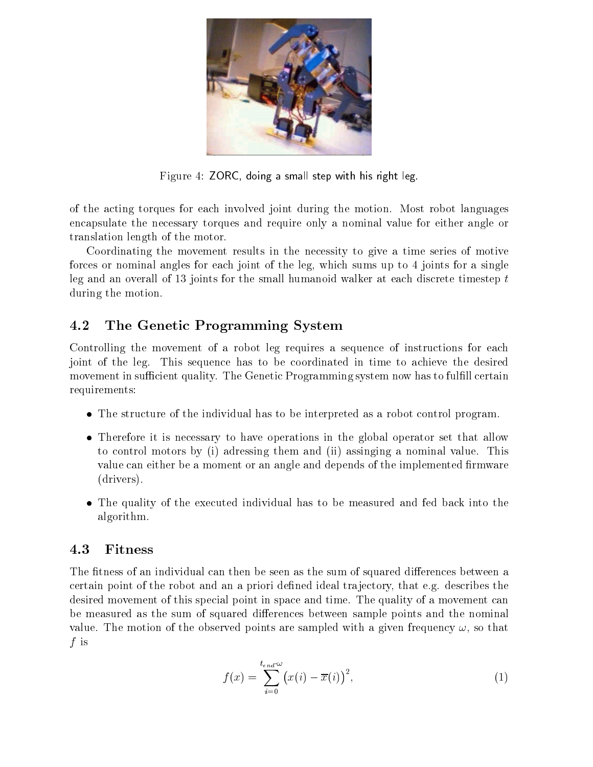Figure 4: ZORC, doing a small step with his right leg.

of the acting torques for each involved joint during the motion. Most robot languages encapsulate the necessary torques and require only a nominal value for either angle or translation length of the motor.

Coordinating the movement results in the necessity to give a time series of motive forces or nominal angles for each joint of the leg, which sums up to 4 joints for a single leg and an overall of 13 joints for the small humanoid walker at each discrete timestep $t$ during the motion.

## 4.2 The Genetic Programming System

Controlling the movement of a robot leg requires a sequence of instructions for each joint of the leg. This sequence has to be coordinated in time to achieve the desired movement in sufficient quality. The Genetic Programming system now has to fulfill certain requirements:

- The structure of the individual has to be interpreted as a robot control program.
- Therefore it is necessary to have operations in the global operator set that allow to control motors by (i) adressing them and (ii) assinging a nominal value. This value can either be a moment or an angle and depends of the implemented firmware (drivers).
- The quality of the executed individual has to be measured and fed back into the algorithm.

## 4.3 Fitness

The fitness of an individual can then be seen as the sum of squared differences between a certain point of the robot and an a priori defined ideal trajectory, that e.g. describes the desired movement of this special point in space and time. The quality of a movement can be measured as the sum of squared differences between sample points and the nominal value. The motion of the observed points are sampled with a given frequency $\omega$, so that $f$ is

$$f(x) = \sum_{i=0}^{t_{end} \cdot \omega} \left( x(i) - \overline{x}(i) \right)^2, \tag{1}$$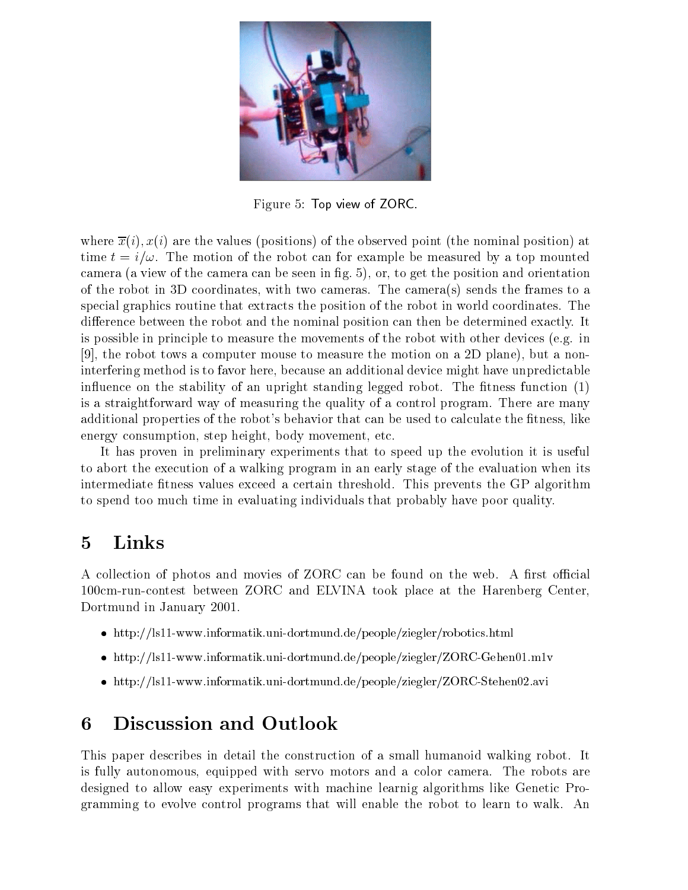Figure 5: Top view of ZORC.

where $\overline{x}(i), x(i)$ are the values (positions) of the observed point (the nominal position) at time $t = i/\omega$. The motion of the robot can for example be measured by a top mounted camera (a view of the camera can be seen in fig. 5), or, to get the position and orientation of the robot in 3D coordinates, with two cameras. The camera(s) sends the frames to a special graphics routine that extracts the position of the robot in world coordinates. The difference between the robot and the nominal position can then be determined exactly. It is possible in principle to measure the movements of the robot with other devices (e.g. in [9], the robot tows a computer mouse to measure the motion on a 2D plane), but a non-interfering method is to favor here, because an additional device might have unpredictable influence on the stability of an upright standing legged robot. The fitness function (1) is a straightforward way of measuring the quality of a control program. There are many additional properties of the robot's behavior that can be used to calculate the fitness, like energy consumption, step height, body movement, etc.

It has proven in preliminary experiments that to speed up the evolution it is useful to abort the execution of a walking program in an early stage of the evaluation when its intermediate fitness values exceed a certain threshold. This prevents the GP algorithm to spend too much time in evaluating individuals that probably have poor quality.

# 5 Links

A collection of photos and movies of ZORC can be found on the web. A first official 100cm-run-contest between ZORC and ELVINA took place at the Harenberg Center, Dortmund in January 2001.

- http://ls11-www.informatik.uni-dortmund.de/people/ziegler/robotics.html
- http://ls11-www.informatik.uni-dortmund.de/people/ziegler/ZORC-Gehen01.m1v
- http://ls11-www.informatik.uni-dortmund.de/people/ziegler/ZORC-Stehen02.avi

# 6 Discussion and Outlook

This paper describes in detail the construction of a small humanoid walking robot. It is fully autonomous, equipped with servo motors and a color camera. The robots are designed to allow easy experiments with machine learnig algorithms like Genetic Programming to evolve control programs that will enable the robot to learn to walk. An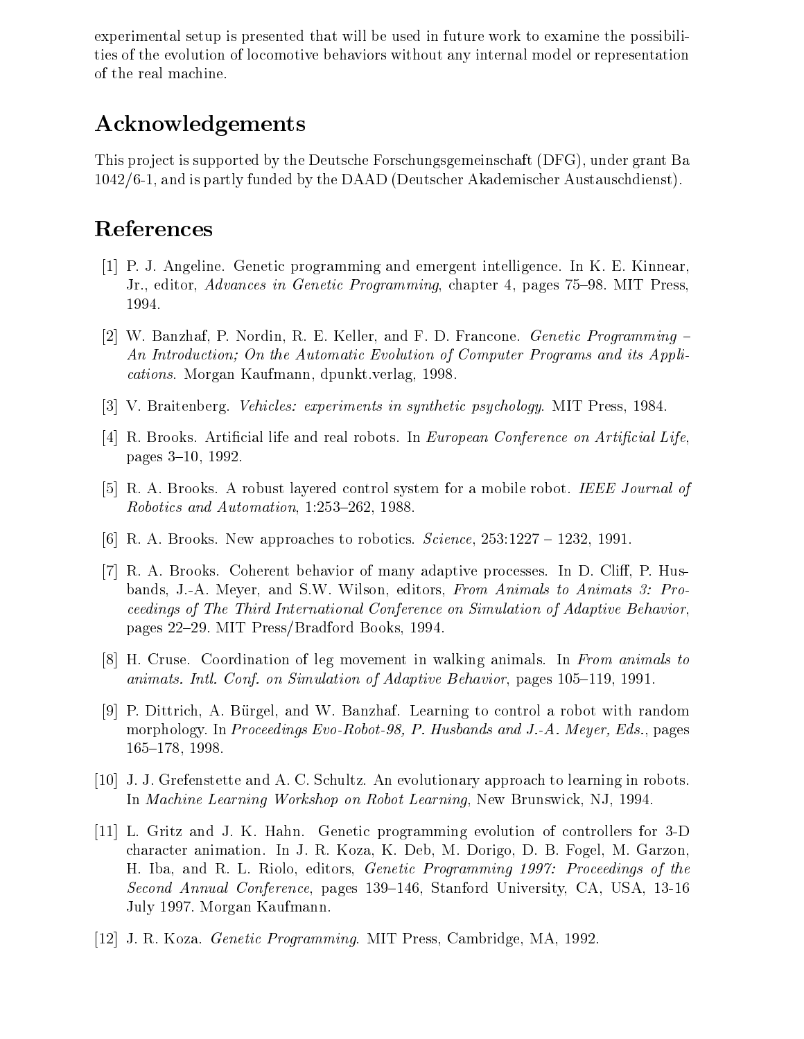experimental setup is presented that will be used in future work to examine the possibilities of the evolution of locomotive behaviors without any internal model or representation of the real machine.

## Acknowledgements

This project is supported by the Deutsche Forschungsgemeinschaft (DFG), under grant Ba 1042/6-1, and is partly funded by the DAAD (Deutscher Akademischer Austauschdienst).

## References

[1] P. J. Angeline. Genetic programming and emergent intelligence. In K. E. Kinnear, Jr., editor, *Advances in Genetic Programming*, chapter 4, pages 75–98. MIT Press, 1994.

[2] W. Banzhaf, P. Nordin, R. E. Keller, and F. D. Francone. *Genetic Programming – An Introduction; On the Automatic Evolution of Computer Programs and its Applications*. Morgan Kaufmann, dpunkt.verlag, 1998.

[3] V. Braitenberg. *Vehicles: experiments in synthetic psychology*. MIT Press, 1984.

[4] R. Brooks. Artificial life and real robots. In *European Conference on Artificial Life*, pages 3–10, 1992.

[5] R. A. Brooks. A robust layered control system for a mobile robot. *IEEE Journal of Robotics and Automation*, 1:253–262, 1988.

[6] R. A. Brooks. New approaches to robotics. *Science*, 253:1227 – 1232, 1991.

[7] R. A. Brooks. Coherent behavior of many adaptive processes. In D. Cliff, P. Husbands, J.-A. Meyer, and S.W. Wilson, editors, *From Animals to Animats 3: Proceedings of The Third International Conference on Simulation of Adaptive Behavior*, pages 22–29. MIT Press/Bradford Books, 1994.

[8] H. Cruse. Coordination of leg movement in walking animals. In *From animals to animats. Intl. Conf. on Simulation of Adaptive Behavior*, pages 105–119, 1991.

[9] P. Dittrich, A. Bürgel, and W. Banzhaf. Learning to control a robot with random morphology. In *Proceedings Evo-Robot-98, P. Husbands and J.-A. Meyer, Eds.*, pages 165–178, 1998.

[10] J. J. Grefenstette and A. C. Schultz. An evolutionary approach to learning in robots. In *Machine Learning Workshop on Robot Learning*, New Brunswick, NJ, 1994.

[11] L. Gritz and J. K. Hahn. Genetic programming evolution of controllers for 3-D character animation. In J. R. Koza, K. Deb, M. Dorigo, D. B. Fogel, M. Garzon, H. Iba, and R. L. Riolo, editors, *Genetic Programming 1997: Proceedings of the Second Annual Conference*, pages 139–146, Stanford University, CA, USA, 13-16 July 1997. Morgan Kaufmann.

[12] J. R. Koza. *Genetic Programming*. MIT Press, Cambridge, MA, 1992.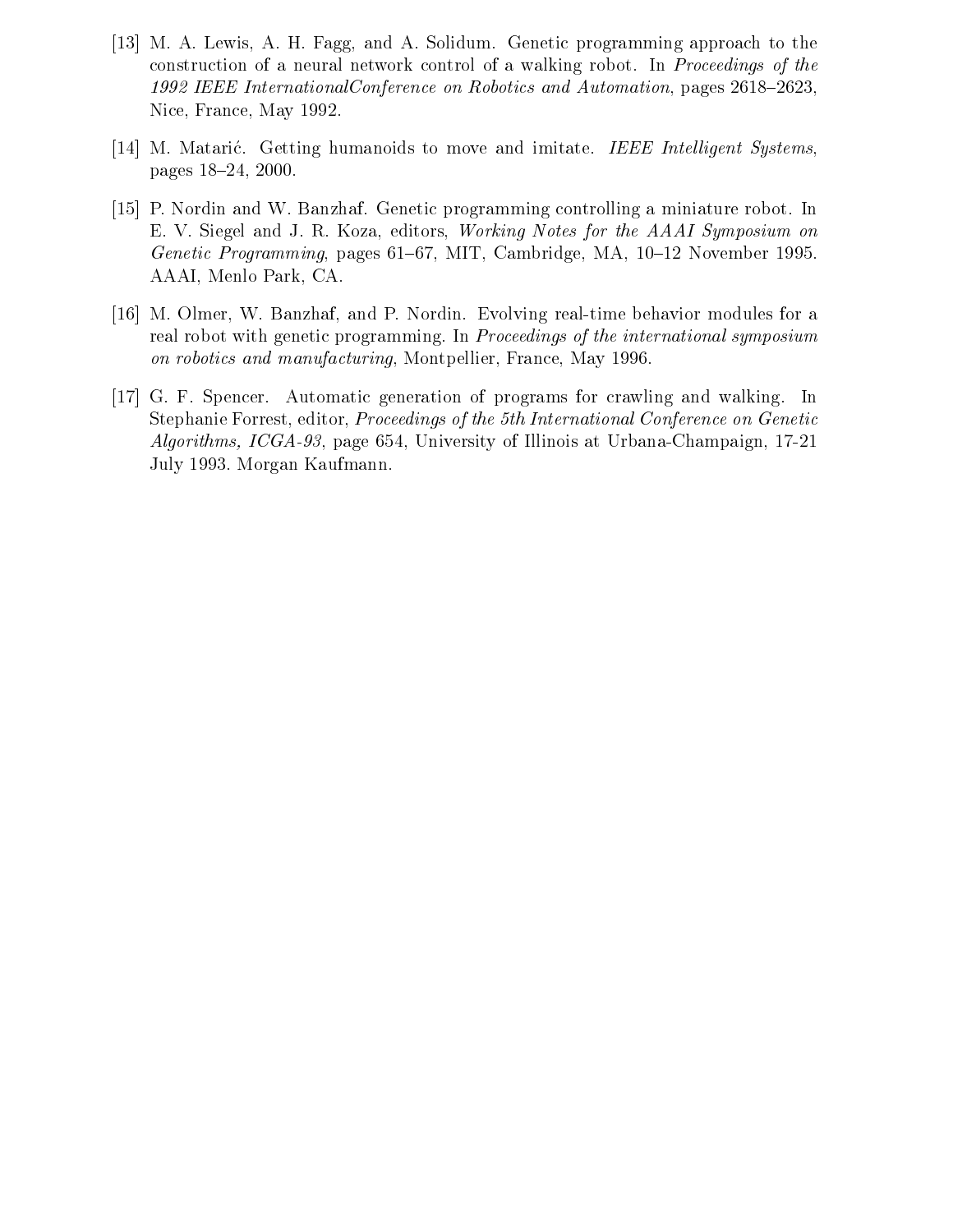[13] M. A. Lewis, A. H. Fagg, and A. Solidum. Genetic programming approach to the construction of a neural network control of a walking robot. In *Proceedings of the 1992 IEEE InternationalConference on Robotics and Automation*, pages 2618–2623, Nice, France, May 1992.

[14] M. Matarić. Getting humanoids to move and imitate. *IEEE Intelligent Systems*, pages 18–24, 2000.

[15] P. Nordin and W. Banzhaf. Genetic programming controlling a miniature robot. In E. V. Siegel and J. R. Koza, editors, *Working Notes for the AAAI Symposium on Genetic Programming*, pages 61–67, MIT, Cambridge, MA, 10–12 November 1995. AAAI, Menlo Park, CA.

[16] M. Olmer, W. Banzhaf, and P. Nordin. Evolving real-time behavior modules for a real robot with genetic programming. In *Proceedings of the international symposium on robotics and manufacturing*, Montpellier, France, May 1996.

[17] G. F. Spencer. Automatic generation of programs for crawling and walking. In Stephanie Forrest, editor, *Proceedings of the 5th International Conference on Genetic Algorithms, ICGA-93*, page 654, University of Illinois at Urbana-Champaign, 17-21 July 1993. Morgan Kaufmann.